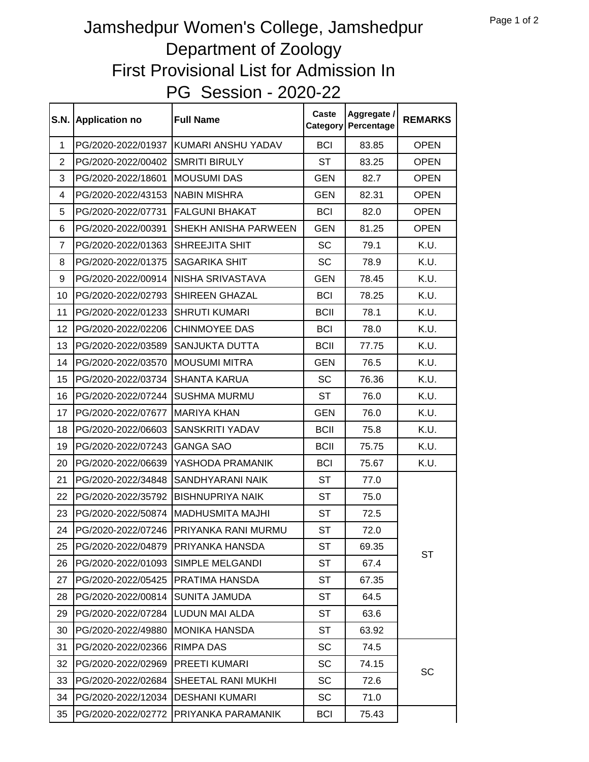# Jamshedpur Women's College, Jamshedpur
## Department of Zoology
## First Provisional List for Admission In
## PG Session - 2020-22

| S.N. | Application no | Full Name | Caste Category | Aggregate / Percentage | REMARKS |
|---|---|---|---|---|---|
| 1 | PG/2020-2022/01937 | KUMARI ANSHU YADAV | BCI | 83.85 | OPEN |
| 2 | PG/2020-2022/00402 | SMRITI BIRULY | ST | 83.25 | OPEN |
| 3 | PG/2020-2022/18601 | MOUSUMI DAS | GEN | 82.7 | OPEN |
| 4 | PG/2020-2022/43153 | NABIN MISHRA | GEN | 82.31 | OPEN |
| 5 | PG/2020-2022/07731 | FALGUNI BHAKAT | BCI | 82.0 | OPEN |
| 6 | PG/2020-2022/00391 | SHEKH ANISHA PARWEEN | GEN | 81.25 | OPEN |
| 7 | PG/2020-2022/01363 | SHREEJITA SHIT | SC | 79.1 | K.U. |
| 8 | PG/2020-2022/01375 | SAGARIKA SHIT | SC | 78.9 | K.U. |
| 9 | PG/2020-2022/00914 | NISHA SRIVASTAVA | GEN | 78.45 | K.U. |
| 10 | PG/2020-2022/02793 | SHIREEN GHAZAL | BCI | 78.25 | K.U. |
| 11 | PG/2020-2022/01233 | SHRUTI KUMARI | BCII | 78.1 | K.U. |
| 12 | PG/2020-2022/02206 | CHINMOYEE DAS | BCI | 78.0 | K.U. |
| 13 | PG/2020-2022/03589 | SANJUKTA DUTTA | BCII | 77.75 | K.U. |
| 14 | PG/2020-2022/03570 | MOUSUMI MITRA | GEN | 76.5 | K.U. |
| 15 | PG/2020-2022/03734 | SHANTA KARUA | SC | 76.36 | K.U. |
| 16 | PG/2020-2022/07244 | SUSHMA MURMU | ST | 76.0 | K.U. |
| 17 | PG/2020-2022/07677 | MARIYA KHAN | GEN | 76.0 | K.U. |
| 18 | PG/2020-2022/06603 | SANSKRITI YADAV | BCII | 75.8 | K.U. |
| 19 | PG/2020-2022/07243 | GANGA SAO | BCII | 75.75 | K.U. |
| 20 | PG/2020-2022/06639 | YASHODA PRAMANIK | BCI | 75.67 | K.U. |
| 21 | PG/2020-2022/34848 | SANDHYARANI NAIK | ST | 77.0 | ST |
| 22 | PG/2020-2022/35792 | BISHNUPRIYA NAIK | ST | 75.0 | |
| 23 | PG/2020-2022/50874 | MADHUSMITA MAJHI | ST | 72.5 | |
| 24 | PG/2020-2022/07246 | PRIYANKA RANI MURMU | ST | 72.0 | |
| 25 | PG/2020-2022/04879 | PRIYANKA HANSDA | ST | 69.35 | |
| 26 | PG/2020-2022/01093 | SIMPLE MELGANDI | ST | 67.4 | |
| 27 | PG/2020-2022/05425 | PRATIMA HANSDA | ST | 67.35 | |
| 28 | PG/2020-2022/00814 | SUNITA JAMUDA | ST | 64.5 | |
| 29 | PG/2020-2022/07284 | LUDUN MAI ALDA | ST | 63.6 | |
| 30 | PG/2020-2022/49880 | MONIKA HANSDA | ST | 63.92 | |
| 31 | PG/2020-2022/02366 | RIMPA DAS | SC | 74.5 | SC |
| 32 | PG/2020-2022/02969 | PREETI KUMARI | SC | 74.15 | |
| 33 | PG/2020-2022/02684 | SHEETAL RANI MUKHI | SC | 72.6 | |
| 34 | PG/2020-2022/12034 | DESHANI KUMARI | SC | 71.0 | |
| 35 | PG/2020-2022/02772 | PRIYANKA PARAMANIK | BCI | 75.43 | |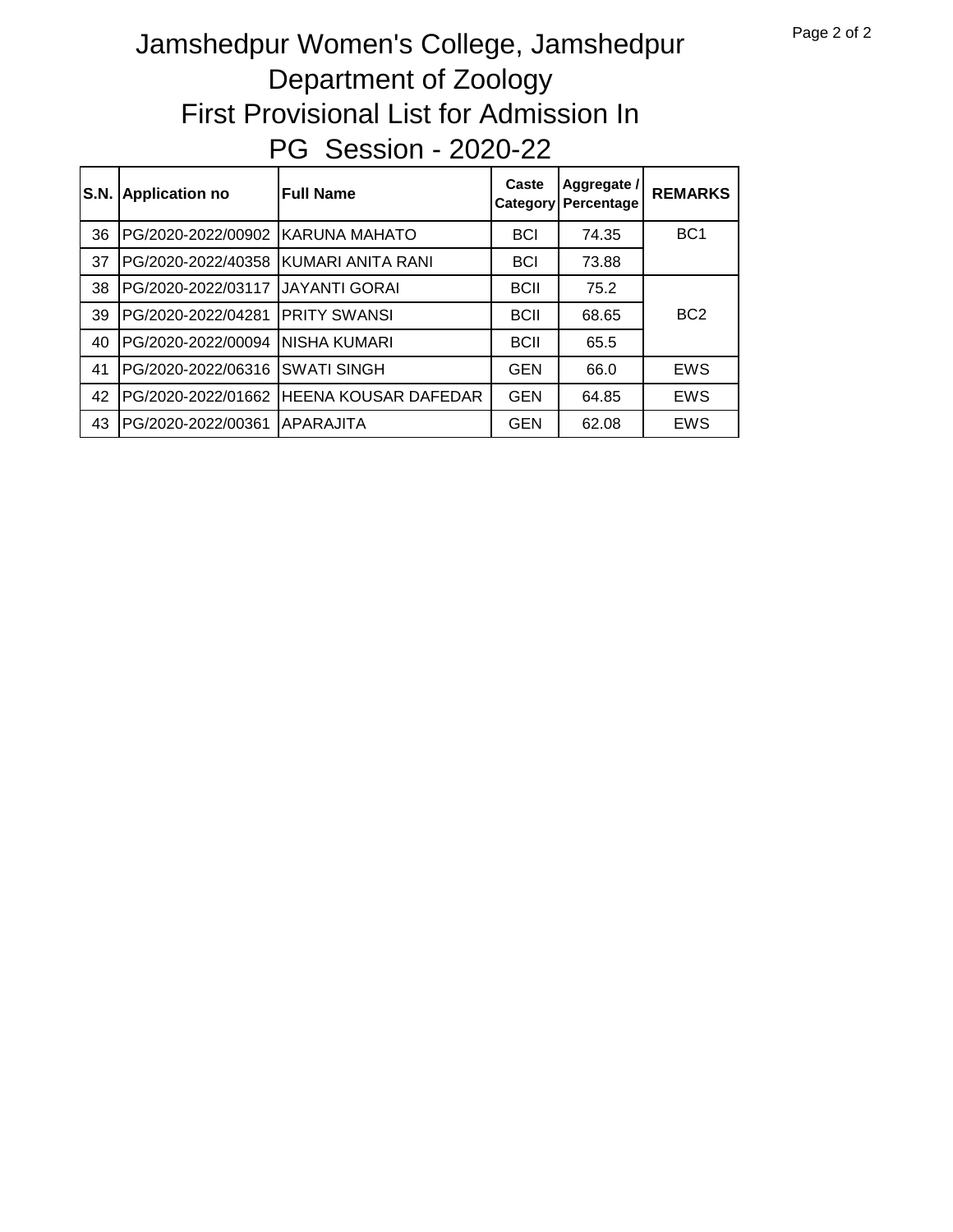# Jamshedpur Women's College, Jamshedpur
## Department of Zoology
## First Provisional List for Admission In
## PG Session - 2020-22

| S.N. | Application no | Full Name | Caste Category | Aggregate / Percentage | REMARKS |
|---|---|---|---|---|---|
| 36 | PG/2020-2022/00902 | KARUNA MAHATO | BCI | 74.35 | BC1 |
| 37 | PG/2020-2022/40358 | KUMARI ANITA RANI | BCI | 73.88 | |
| 38 | PG/2020-2022/03117 | JAYANTI GORAI | BCII | 75.2 | BC2 |
| 39 | PG/2020-2022/04281 | PRITY SWANSI | BCII | 68.65 | |
| 40 | PG/2020-2022/00094 | NISHA KUMARI | BCII | 65.5 | |
| 41 | PG/2020-2022/06316 | SWATI SINGH | GEN | 66.0 | EWS |
| 42 | PG/2020-2022/01662 | HEENA KOUSAR DAFEDAR | GEN | 64.85 | EWS |
| 43 | PG/2020-2022/00361 | APARAJITA | GEN | 62.08 | EWS |